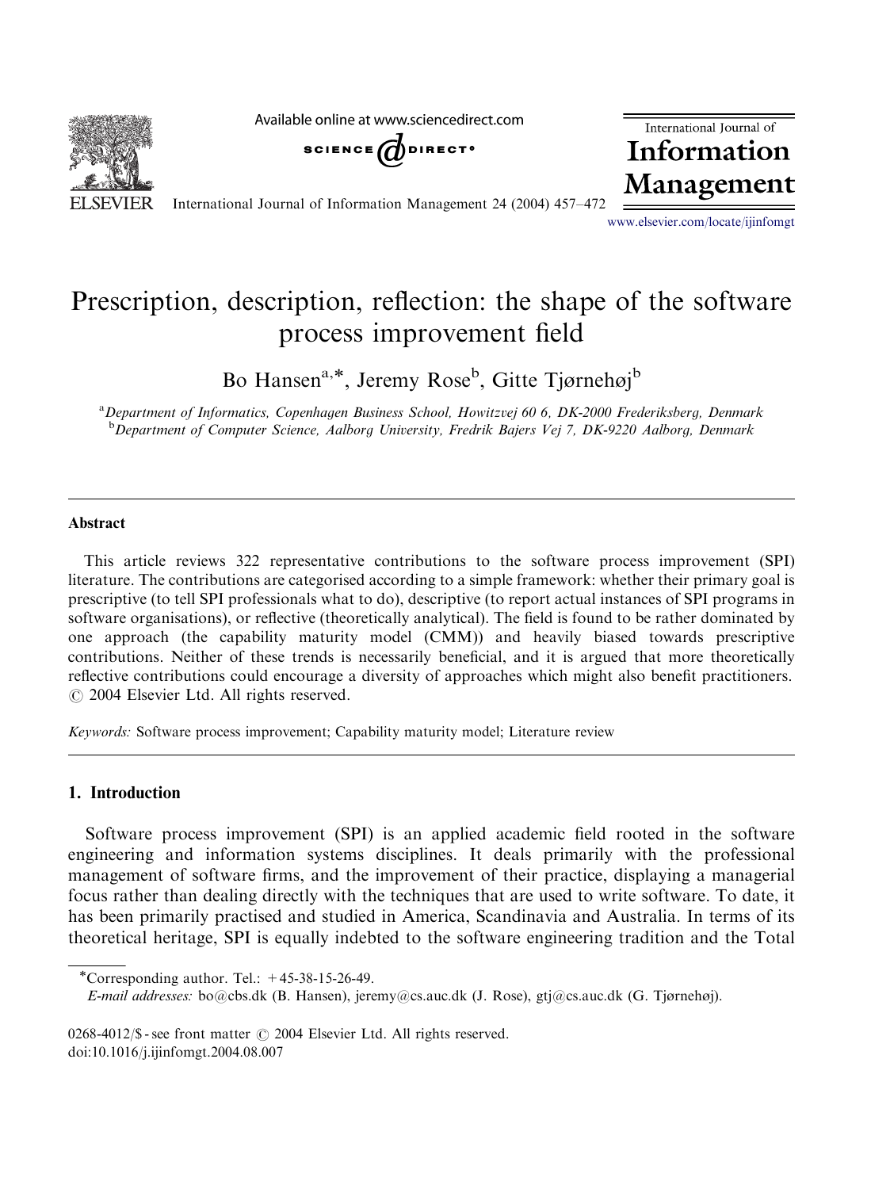# Prescription, description, reflection: the shape of the software process improvement field

Bo Hansen[a,*], Jeremy Rose[b], Gitte Tjørnehøj[b]

[a] *Department of Informatics, Copenhagen Business School, Howitzvej 60 6, DK-2000 Frederiksberg, Denmark*
[b] *Department of Computer Science, Aalborg University, Fredrik Bajers Vej 7, DK-9220 Aalborg, Denmark*

## Abstract

This article reviews 322 representative contributions to the software process improvement (SPI) literature. The contributions are categorised according to a simple framework: whether their primary goal is prescriptive (to tell SPI professionals what to do), descriptive (to report actual instances of SPI programs in software organisations), or reflective (theoretically analytical). The field is found to be rather dominated by one approach (the capability maturity model (CMM)) and heavily biased towards prescriptive contributions. Neither of these trends is necessarily beneficial, and it is argued that more theoretically reflective contributions could encourage a diversity of approaches which might also benefit practitioners.
© 2004 Elsevier Ltd. All rights reserved.

*Keywords:* Software process improvement; Capability maturity model; Literature review

## 1. Introduction

Software process improvement (SPI) is an applied academic field rooted in the software engineering and information systems disciplines. It deals primarily with the professional management of software firms, and the improvement of their practice, displaying a managerial focus rather than dealing directly with the techniques that are used to write software. To date, it has been primarily practised and studied in America, Scandinavia and Australia. In terms of its theoretical heritage, SPI is equally indebted to the software engineering tradition and the Total

*Corresponding author. Tel.: +45-38-15-26-49.
*E-mail addresses:* bo@cbs.dk (B. Hansen), jeremy@cs.auc.dk (J. Rose), gtj@cs.auc.dk (G. Tjørnehøj).

0268-4012/$ - see front matter © 2004 Elsevier Ltd. All rights reserved.
doi:10.1016/j.ijinfomgt.2004.08.007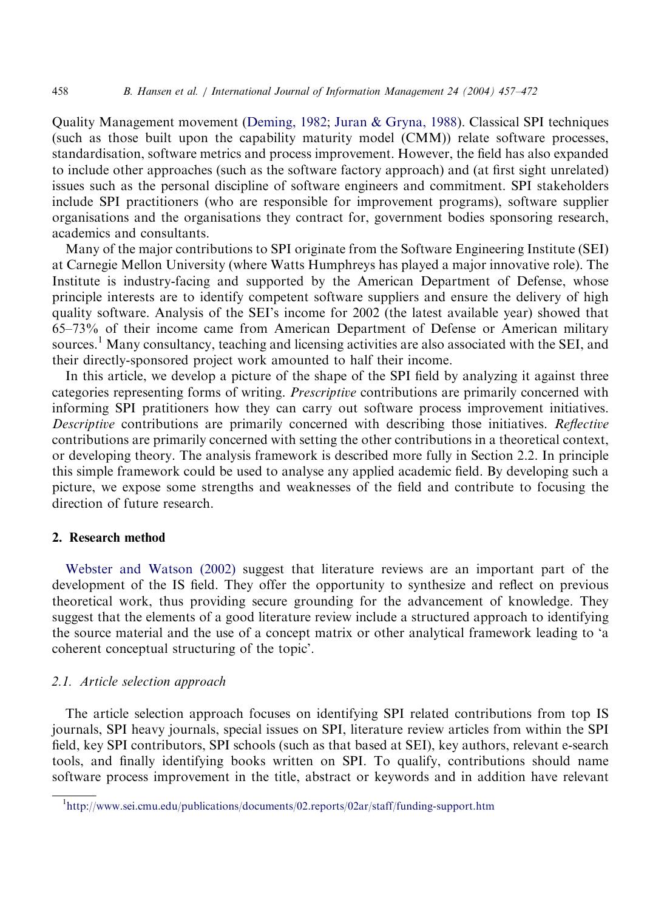Quality Management movement (Deming, 1982; Juran & Gryna, 1988). Classical SPI techniques (such as those built upon the capability maturity model (CMM)) relate software processes, standardisation, software metrics and process improvement. However, the field has also expanded to include other approaches (such as the software factory approach) and (at first sight unrelated) issues such as the personal discipline of software engineers and commitment. SPI stakeholders include SPI practitioners (who are responsible for improvement programs), software supplier organisations and the organisations they contract for, government bodies sponsoring research, academics and consultants.

Many of the major contributions to SPI originate from the Software Engineering Institute (SEI) at Carnegie Mellon University (where Watts Humphreys has played a major innovative role). The Institute is industry-facing and supported by the American Department of Defense, whose principle interests are to identify competent software suppliers and ensure the delivery of high quality software. Analysis of the SEI's income for 2002 (the latest available year) showed that 65–73% of their income came from American Department of Defense or American military sources.[1] Many consultancy, teaching and licensing activities are also associated with the SEI, and their directly-sponsored project work amounted to half their income.

In this article, we develop a picture of the shape of the SPI field by analyzing it against three categories representing forms of writing. *Prescriptive* contributions are primarily concerned with informing SPI pratitioners how they can carry out software process improvement initiatives. *Descriptive* contributions are primarily concerned with describing those initiatives. *Reflective* contributions are primarily concerned with setting the other contributions in a theoretical context, or developing theory. The analysis framework is described more fully in Section 2.2. In principle this simple framework could be used to analyse any applied academic field. By developing such a picture, we expose some strengths and weaknesses of the field and contribute to focusing the direction of future research.

## 2. Research method

Webster and Watson (2002) suggest that literature reviews are an important part of the development of the IS field. They offer the opportunity to synthesize and reflect on previous theoretical work, thus providing secure grounding for the advancement of knowledge. They suggest that the elements of a good literature review include a structured approach to identifying the source material and the use of a concept matrix or other analytical framework leading to 'a coherent conceptual structuring of the topic'.

### 2.1. Article selection approach

The article selection approach focuses on identifying SPI related contributions from top IS journals, SPI heavy journals, special issues on SPI, literature review articles from within the SPI field, key SPI contributors, SPI schools (such as that based at SEI), key authors, relevant e-search tools, and finally identifying books written on SPI. To qualify, contributions should name software process improvement in the title, abstract or keywords and in addition have relevant

[1] http://www.sei.cmu.edu/publications/documents/02.reports/02ar/staff/funding-support.htm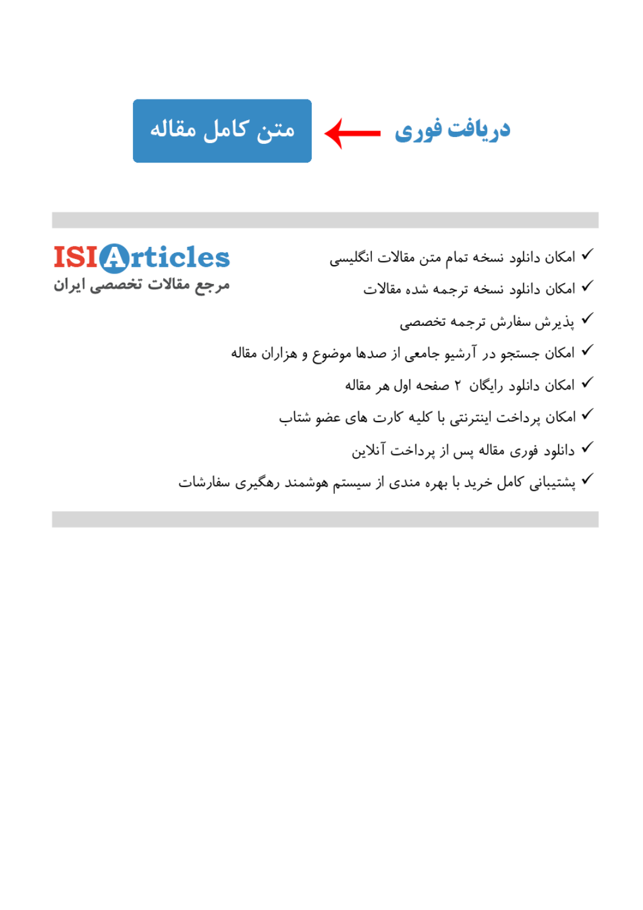دریافت فوری ← **متن کامل مقاله**

**ISIArticles**
مرجع مقالات تخصصی ایران

- ✓ امکان دانلود نسخه تمام متن مقالات انگلیسی
- ✓ امکان دانلود نسخه ترجمه شده مقالات
- ✓ پذیرش سفارش ترجمه تخصصی
- ✓ امکان جستجو در آرشیو جامعی از صدها موضوع و هزاران مقاله
- ✓ امکان دانلود رایگان ۲ صفحه اول هر مقاله
- ✓ امکان پرداخت اینترنتی با کلیه کارت های عضو شتاب
- ✓ دانلود فوری مقاله پس از پرداخت آنلاین
- ✓ پشتیبانی کامل خرید با بهره مندی از سیستم هوشمند رهگیری سفارشات